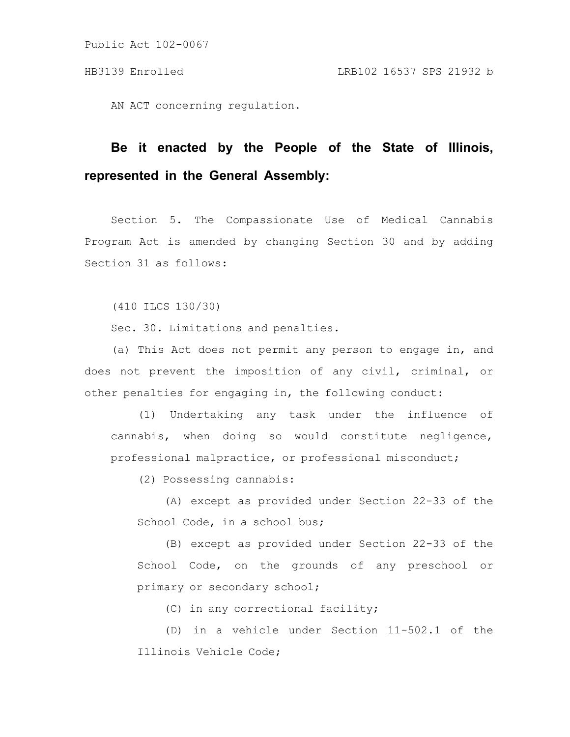Public Act 102-0067

HB3139 Enrolled LRB102 16537 SPS 21932 b

AN ACT concerning regulation.

**Be it enacted by the People of the State of Illinois, represented in the General Assembly:**

Section 5. The Compassionate Use of Medical Cannabis Program Act is amended by changing Section 30 and by adding Section 31 as follows:

(410 ILCS 130/30)

Sec. 30. Limitations and penalties.

(a) This Act does not permit any person to engage in, and does not prevent the imposition of any civil, criminal, or other penalties for engaging in, the following conduct:

(1) Undertaking any task under the influence of cannabis, when doing so would constitute negligence, professional malpractice, or professional misconduct;

(2) Possessing cannabis:

(A) except as provided under Section 22-33 of the School Code, in a school bus;

(B) except as provided under Section 22-33 of the School Code, on the grounds of any preschool or primary or secondary school;

(C) in any correctional facility;

(D) in a vehicle under Section 11-502.1 of the Illinois Vehicle Code;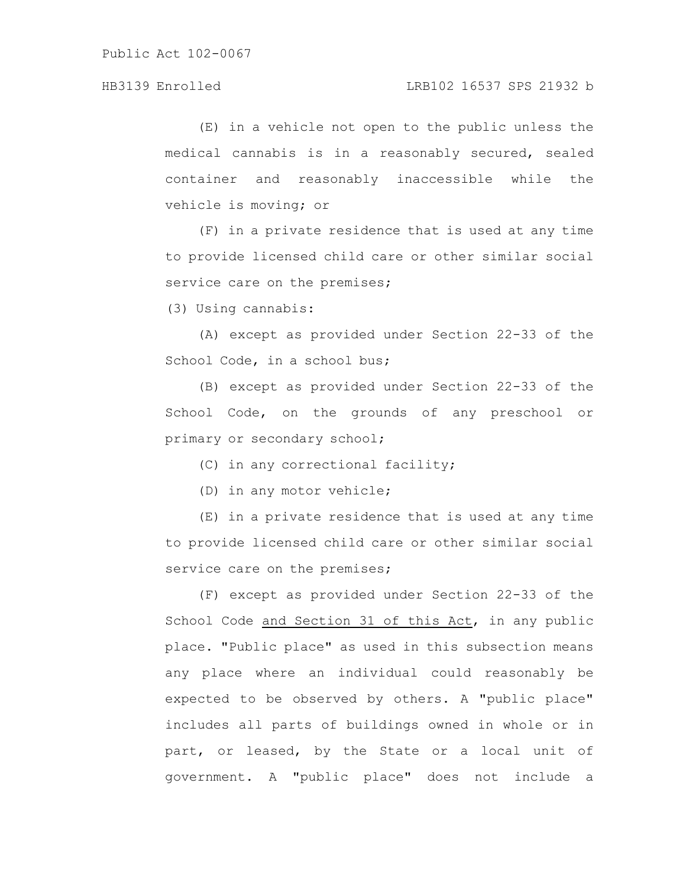(E) in a vehicle not open to the public unless the medical cannabis is in a reasonably secured, sealed container and reasonably inaccessible while the vehicle is moving; or

(F) in a private residence that is used at any time to provide licensed child care or other similar social service care on the premises;

(3) Using cannabis:

(A) except as provided under Section 22-33 of the School Code, in a school bus;

(B) except as provided under Section 22-33 of the School Code, on the grounds of any preschool or primary or secondary school;

(C) in any correctional facility;

(D) in any motor vehicle;

(E) in a private residence that is used at any time to provide licensed child care or other similar social service care on the premises;

(F) except as provided under Section 22-33 of the School Code <u>and Section 31 of this Act</u>, in any public place. "Public place" as used in this subsection means any place where an individual could reasonably be expected to be observed by others. A "public place" includes all parts of buildings owned in whole or in part, or leased, by the State or a local unit of government. A "public place" does not include a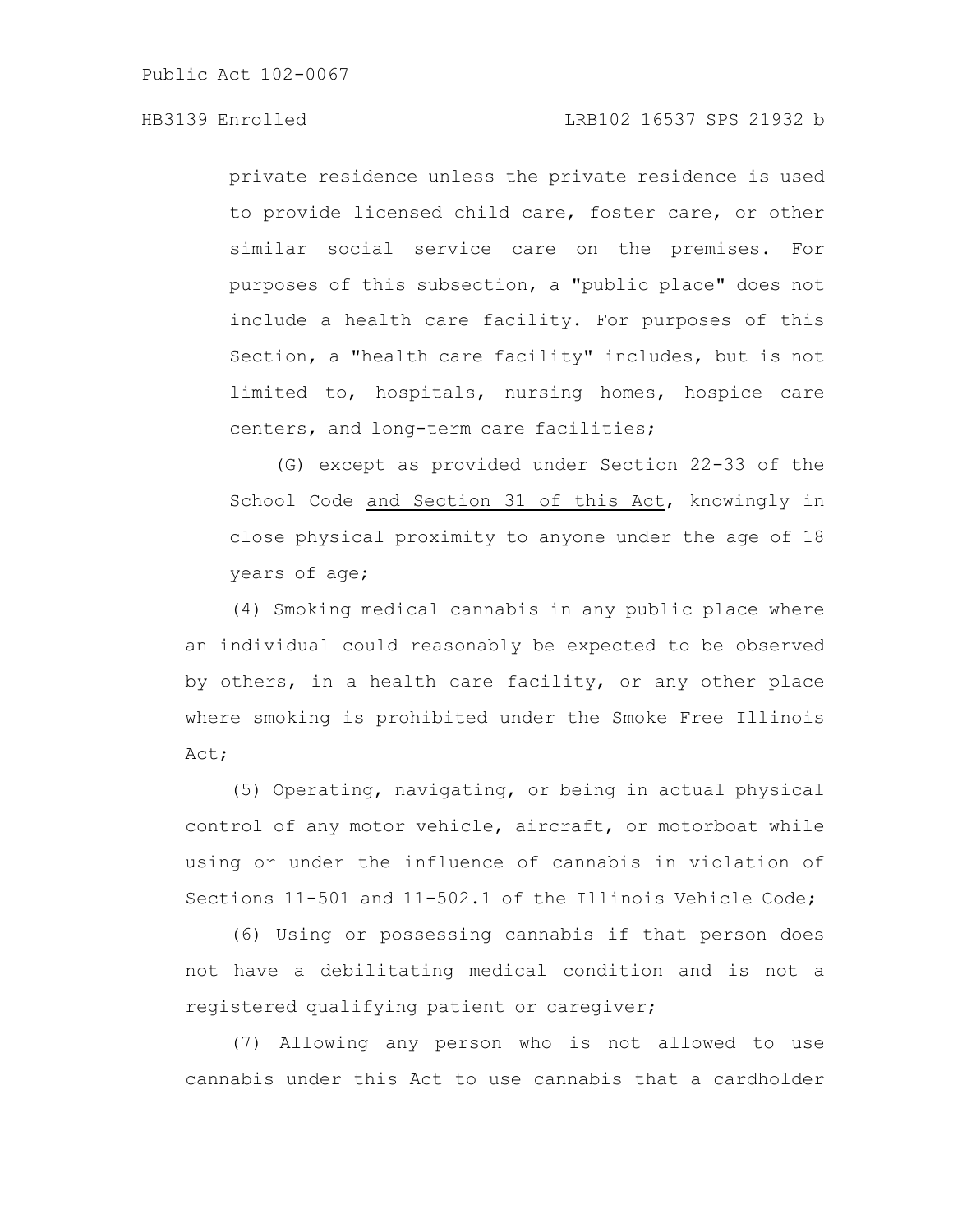private residence unless the private residence is used to provide licensed child care, foster care, or other similar social service care on the premises. For purposes of this subsection, a "public place" does not include a health care facility. For purposes of this Section, a "health care facility" includes, but is not limited to, hospitals, nursing homes, hospice care centers, and long-term care facilities;

(G) except as provided under Section 22-33 of the School Code <u>and Section 31 of this Act</u>, knowingly in close physical proximity to anyone under the age of 18 years of age;

(4) Smoking medical cannabis in any public place where an individual could reasonably be expected to be observed by others, in a health care facility, or any other place where smoking is prohibited under the Smoke Free Illinois Act;

(5) Operating, navigating, or being in actual physical control of any motor vehicle, aircraft, or motorboat while using or under the influence of cannabis in violation of Sections 11-501 and 11-502.1 of the Illinois Vehicle Code;

(6) Using or possessing cannabis if that person does not have a debilitating medical condition and is not a registered qualifying patient or caregiver;

(7) Allowing any person who is not allowed to use cannabis under this Act to use cannabis that a cardholder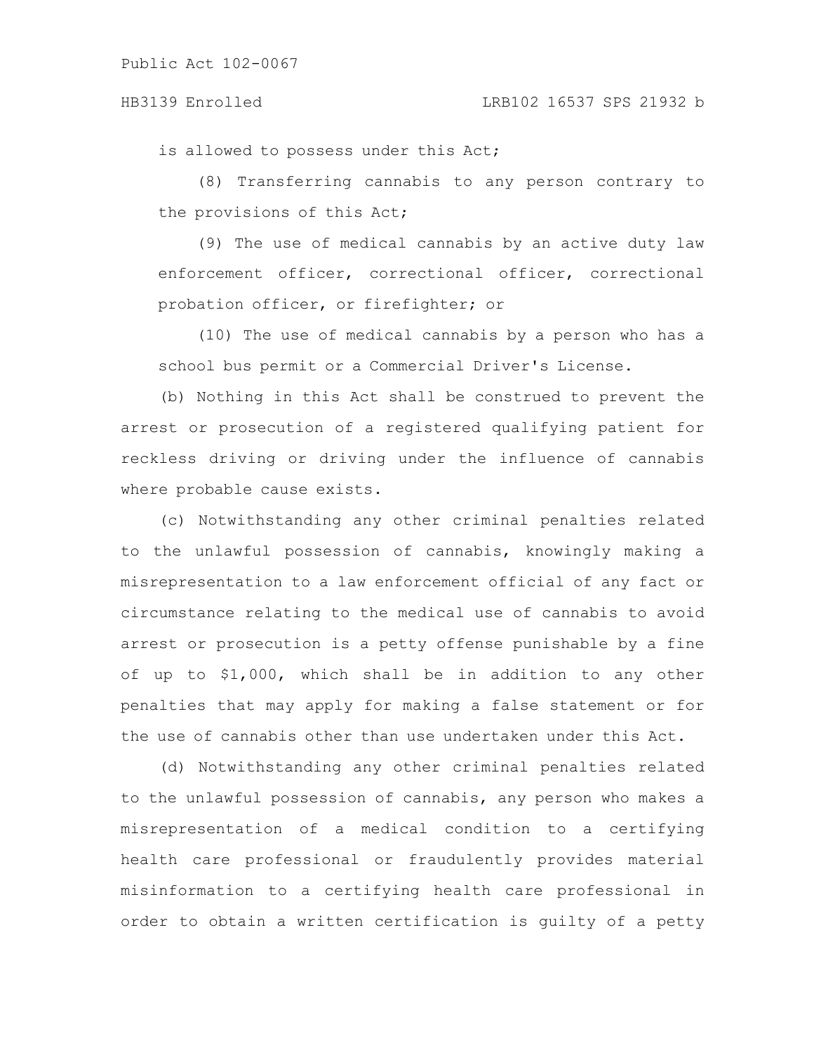is allowed to possess under this Act;

(8) Transferring cannabis to any person contrary to the provisions of this Act;

(9) The use of medical cannabis by an active duty law enforcement officer, correctional officer, correctional probation officer, or firefighter; or

(10) The use of medical cannabis by a person who has a school bus permit or a Commercial Driver's License.

(b) Nothing in this Act shall be construed to prevent the arrest or prosecution of a registered qualifying patient for reckless driving or driving under the influence of cannabis where probable cause exists.

(c) Notwithstanding any other criminal penalties related to the unlawful possession of cannabis, knowingly making a misrepresentation to a law enforcement official of any fact or circumstance relating to the medical use of cannabis to avoid arrest or prosecution is a petty offense punishable by a fine of up to $1,000, which shall be in addition to any other penalties that may apply for making a false statement or for the use of cannabis other than use undertaken under this Act.

(d) Notwithstanding any other criminal penalties related to the unlawful possession of cannabis, any person who makes a misrepresentation of a medical condition to a certifying health care professional or fraudulently provides material misinformation to a certifying health care professional in order to obtain a written certification is guilty of a petty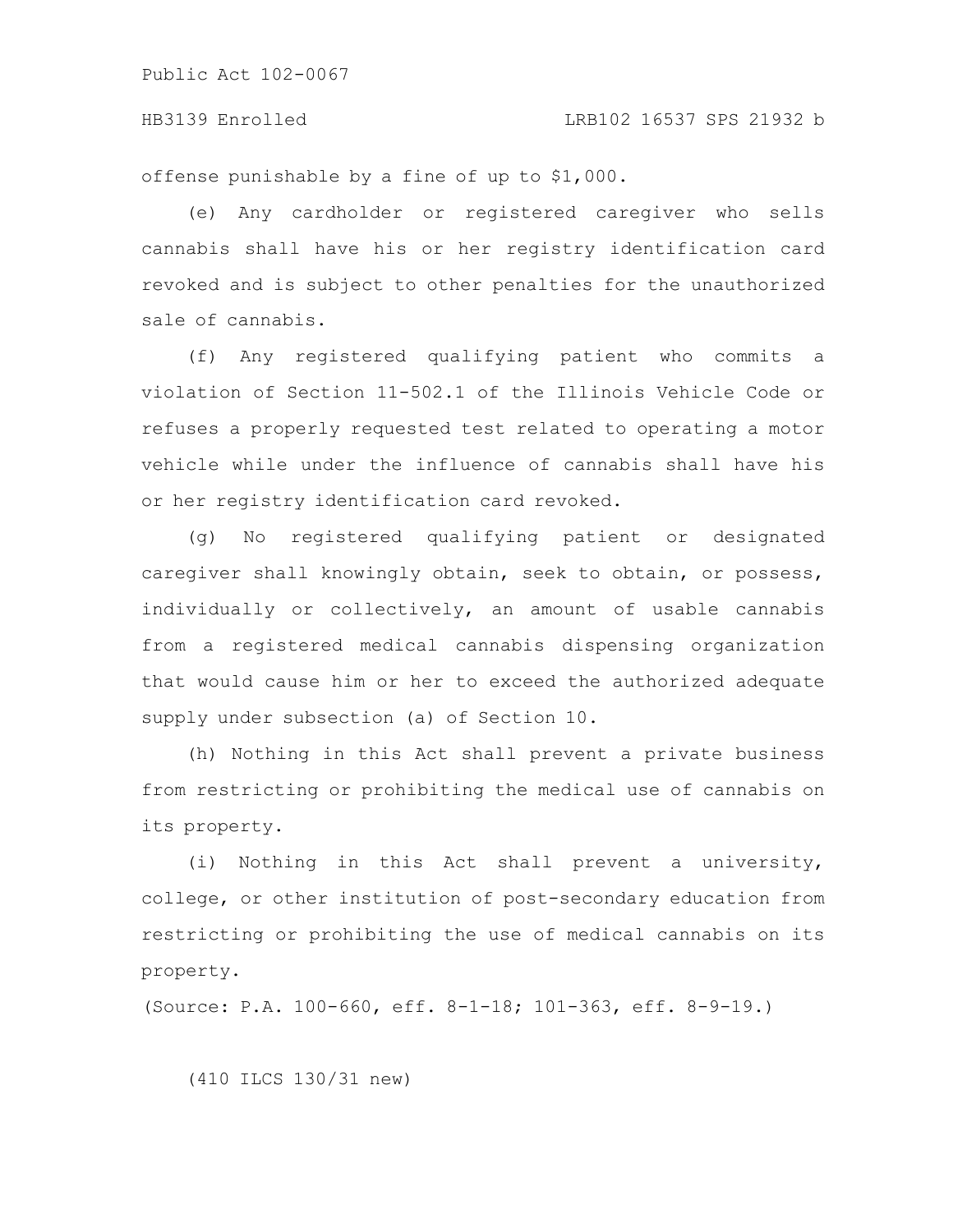offense punishable by a fine of up to $1,000.

(e) Any cardholder or registered caregiver who sells cannabis shall have his or her registry identification card revoked and is subject to other penalties for the unauthorized sale of cannabis.

(f) Any registered qualifying patient who commits a violation of Section 11-502.1 of the Illinois Vehicle Code or refuses a properly requested test related to operating a motor vehicle while under the influence of cannabis shall have his or her registry identification card revoked.

(g) No registered qualifying patient or designated caregiver shall knowingly obtain, seek to obtain, or possess, individually or collectively, an amount of usable cannabis from a registered medical cannabis dispensing organization that would cause him or her to exceed the authorized adequate supply under subsection (a) of Section 10.

(h) Nothing in this Act shall prevent a private business from restricting or prohibiting the medical use of cannabis on its property.

(i) Nothing in this Act shall prevent a university, college, or other institution of post-secondary education from restricting or prohibiting the use of medical cannabis on its property.

(Source: P.A. 100-660, eff. 8-1-18; 101-363, eff. 8-9-19.)

(410 ILCS 130/31 new)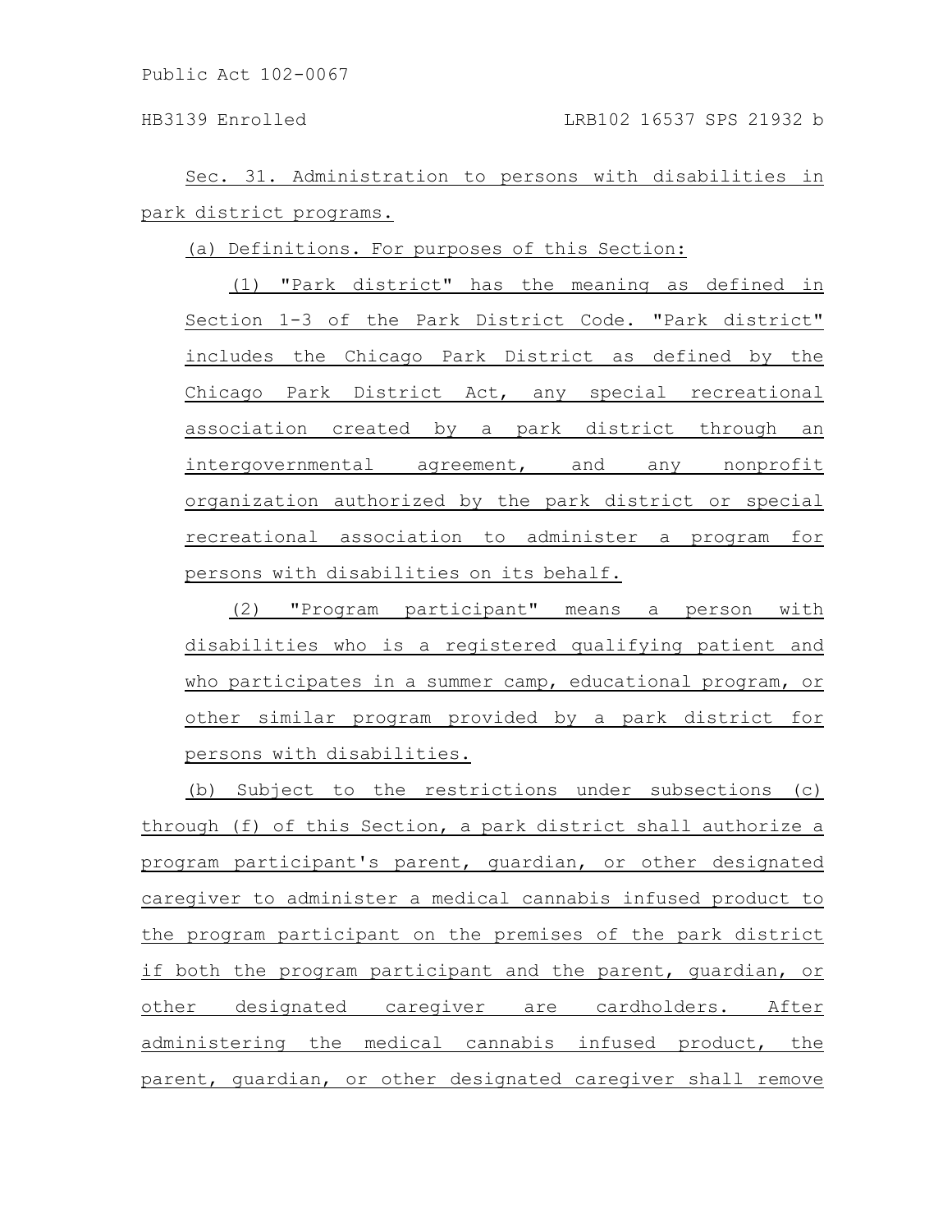Sec. 31. Administration to persons with disabilities in park district programs.

(a) Definitions. For purposes of this Section:

(1) "Park district" has the meaning as defined in Section 1-3 of the Park District Code. "Park district" includes the Chicago Park District as defined by the Chicago Park District Act, any special recreational association created by a park district through an intergovernmental agreement, and any nonprofit organization authorized by the park district or special recreational association to administer a program for persons with disabilities on its behalf.

(2) "Program participant" means a person with disabilities who is a registered qualifying patient and who participates in a summer camp, educational program, or other similar program provided by a park district for persons with disabilities.

(b) Subject to the restrictions under subsections (c) through (f) of this Section, a park district shall authorize a program participant's parent, guardian, or other designated caregiver to administer a medical cannabis infused product to the program participant on the premises of the park district if both the program participant and the parent, guardian, or other designated caregiver are cardholders. After administering the medical cannabis infused product, the parent, guardian, or other designated caregiver shall remove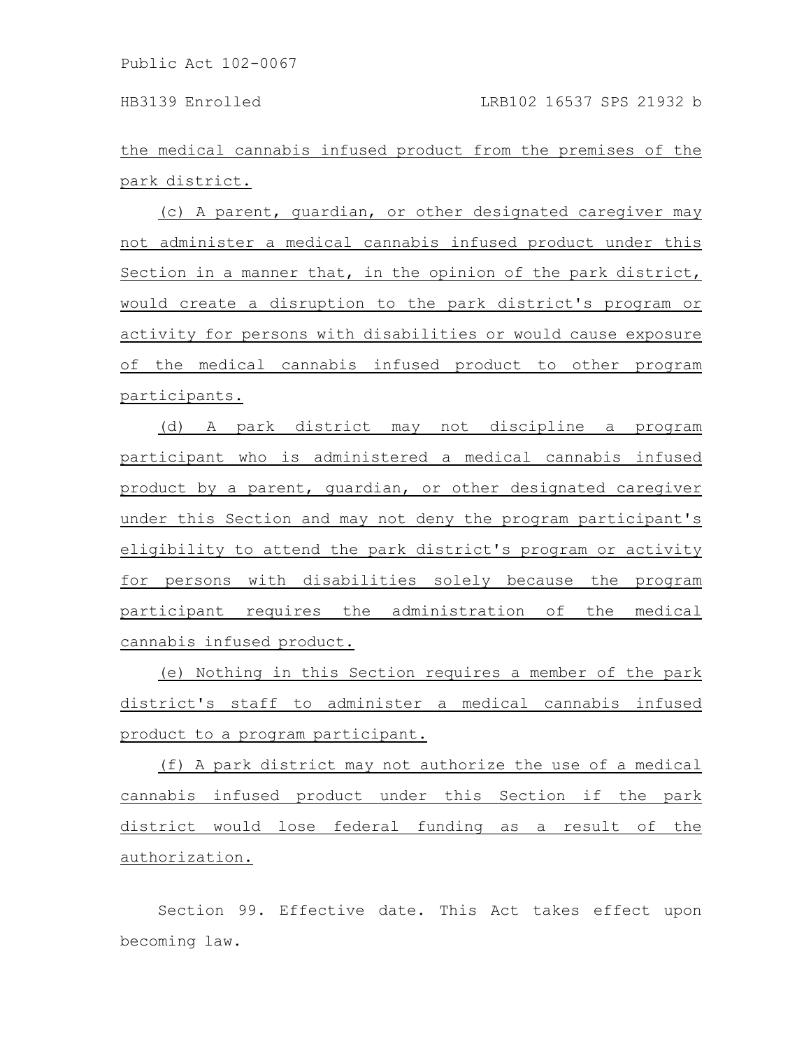the medical cannabis infused product from the premises of the park district.

(c) A parent, guardian, or other designated caregiver may not administer a medical cannabis infused product under this Section in a manner that, in the opinion of the park district, would create a disruption to the park district's program or activity for persons with disabilities or would cause exposure of the medical cannabis infused product to other program participants.

(d) A park district may not discipline a program participant who is administered a medical cannabis infused product by a parent, guardian, or other designated caregiver under this Section and may not deny the program participant's eligibility to attend the park district's program or activity for persons with disabilities solely because the program participant requires the administration of the medical cannabis infused product.

(e) Nothing in this Section requires a member of the park district's staff to administer a medical cannabis infused product to a program participant.

(f) A park district may not authorize the use of a medical cannabis infused product under this Section if the park district would lose federal funding as a result of the authorization.

Section 99. Effective date. This Act takes effect upon becoming law.